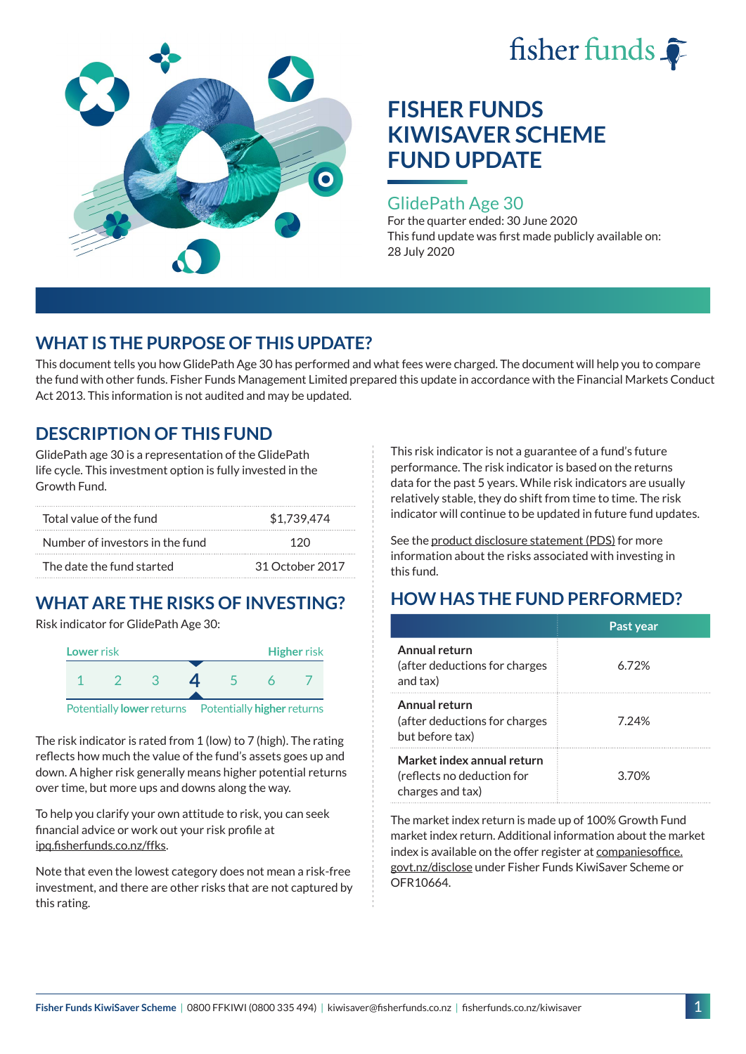# FISHER FUNDS KIWISAVER SCHEME FUND UPDATE

## GlidePath Age 30

For the quarter ended: 30 June 2020

This fund update was first made publicly available on: 28 July 2020

## WHAT IS THE PURPOSE OF THIS UPDATE?

This document tells you how GlidePath Age 30 has performed and what fees were charged. The document will help you to compare the fund with other funds. Fisher Funds Management Limited prepared this update in accordance with the Financial Markets Conduct Act 2013. This information is not audited and may be updated.

## DESCRIPTION OF THIS FUND

GlidePath age 30 is a representation of the GlidePath life cycle. This investment option is fully invested in the Growth Fund.

| | |
|---|---|
| Total value of the fund | $1,739,474 |
| Number of investors in the fund | 120 |
| The date the fund started | 31 October 2017 |

## WHAT ARE THE RISKS OF INVESTING?

Risk indicator for GlidePath Age 30:

| Lower risk | | | | | | Higher risk |
|---|---|---|---|---|---|---|
| 1 | 2 | 3 | **4** | 5 | 6 | 7 |

Potentially **lower** returns — Potentially **higher** returns

The risk indicator is rated from 1 (low) to 7 (high). The rating reflects how much the value of the fund's assets goes up and down. A higher risk generally means higher potential returns over time, but more ups and downs along the way.

To help you clarify your own attitude to risk, you can seek financial advice or work out your risk profile at ipq.fisherfunds.co.nz/ffks.

Note that even the lowest category does not mean a risk-free investment, and there are other risks that are not captured by this rating.

This risk indicator is not a guarantee of a fund's future performance. The risk indicator is based on the returns data for the past 5 years. While risk indicators are usually relatively stable, they do shift from time to time. The risk indicator will continue to be updated in future fund updates.

See the product disclosure statement (PDS) for more information about the risks associated with investing in this fund.

## HOW HAS THE FUND PERFORMED?

| | Past year |
|---|---|
| **Annual return** (after deductions for charges and tax) | 6.72% |
| **Annual return** (after deductions for charges but before tax) | 7.24% |
| **Market index annual return** (reflects no deduction for charges and tax) | 3.70% |

The market index return is made up of 100% Growth Fund market index return. Additional information about the market index is available on the offer register at companiesoffice.govt.nz/disclose under Fisher Funds KiwiSaver Scheme or OFR10664.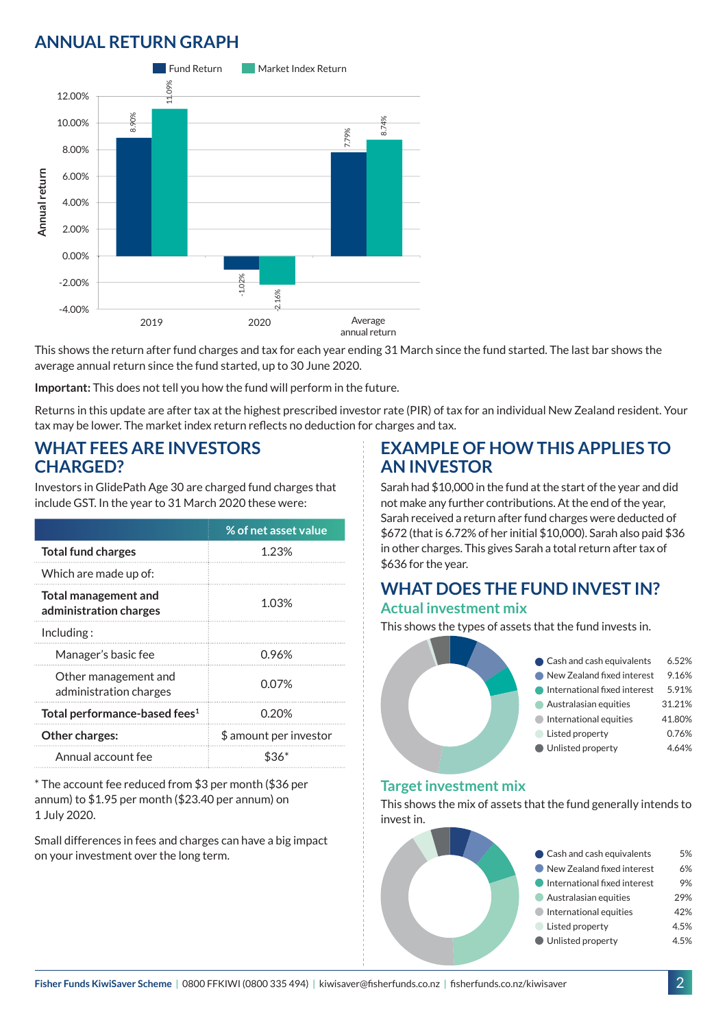## ANNUAL RETURN GRAPH

| | Fund Return | Market Index Return |
|---|---|---|
| 2019 | 8.90% | 11.09% |
| 2020 | -1.02% | -2.16% |
| Average annual return | 7.79% | 8.74% |

This shows the return after fund charges and tax for each year ending 31 March since the fund started. The last bar shows the average annual return since the fund started, up to 30 June 2020.

**Important:** This does not tell you how the fund will perform in the future.

Returns in this update are after tax at the highest prescribed investor rate (PIR) of tax for an individual New Zealand resident. Your tax may be lower. The market index return reflects no deduction for charges and tax.

## WHAT FEES ARE INVESTORS CHARGED?

Investors in GlidePath Age 30 are charged fund charges that include GST. In the year to 31 March 2020 these were:

| | % of net asset value |
|---|---|
| **Total fund charges** | 1.23% |
| Which are made up of: | |
| **Total management and administration charges** | 1.03% |
| Including : | |
| Manager's basic fee | 0.96% |
| Other management and administration charges | 0.07% |
| **Total performance-based fees**[1] | 0.20% |
| **Other charges:** | $ amount per investor |
| Annual account fee | $36* |

* The account fee reduced from $3 per month ($36 per annum) to $1.95 per month ($23.40 per annum) on 1 July 2020.

Small differences in fees and charges can have a big impact on your investment over the long term.

## EXAMPLE OF HOW THIS APPLIES TO AN INVESTOR

Sarah had $10,000 in the fund at the start of the year and did not make any further contributions. At the end of the year, Sarah received a return after fund charges were deducted of $672 (that is 6.72% of her initial $10,000). Sarah also paid $36 in other charges. This gives Sarah a total return after tax of $636 for the year.

## WHAT DOES THE FUND INVEST IN?

### Actual investment mix

This shows the types of assets that the fund invests in.

| Asset | % |
|---|---|
| Cash and cash equivalents | 6.52% |
| New Zealand fixed interest | 9.16% |
| International fixed interest | 5.91% |
| Australasian equities | 31.21% |
| International equities | 41.80% |
| Listed property | 0.76% |
| Unlisted property | 4.64% |

### Target investment mix

This shows the mix of assets that the fund generally intends to invest in.

| Asset | % |
|---|---|
| Cash and cash equivalents | 5% |
| New Zealand fixed interest | 6% |
| International fixed interest | 9% |
| Australasian equities | 29% |
| International equities | 42% |
| Listed property | 4.5% |
| Unlisted property | 4.5% |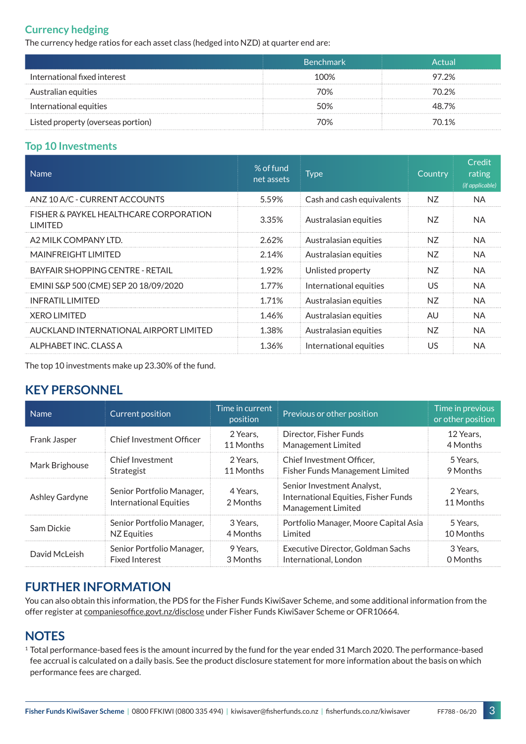## Currency hedging

The currency hedge ratios for each asset class (hedged into NZD) at quarter end are:

| | Benchmark | Actual |
|---|---|---|
| International fixed interest | 100% | 97.2% |
| Australian equities | 70% | 70.2% |
| International equities | 50% | 48.7% |
| Listed property (overseas portion) | 70% | 70.1% |

## Top 10 Investments

| Name | % of fund net assets | Type | Country | Credit rating *(if applicable)* |
|---|---|---|---|---|
| ANZ 10 A/C - CURRENT ACCOUNTS | 5.59% | Cash and cash equivalents | NZ | NA |
| FISHER & PAYKEL HEALTHCARE CORPORATION LIMITED | 3.35% | Australasian equities | NZ | NA |
| A2 MILK COMPANY LTD. | 2.62% | Australasian equities | NZ | NA |
| MAINFREIGHT LIMITED | 2.14% | Australasian equities | NZ | NA |
| BAYFAIR SHOPPING CENTRE - RETAIL | 1.92% | Unlisted property | NZ | NA |
| EMINI S&P 500 (CME) SEP 20 18/09/2020 | 1.77% | International equities | US | NA |
| INFRATIL LIMITED | 1.71% | Australasian equities | NZ | NA |
| XERO LIMITED | 1.46% | Australasian equities | AU | NA |
| AUCKLAND INTERNATIONAL AIRPORT LIMITED | 1.38% | Australasian equities | NZ | NA |
| ALPHABET INC. CLASS A | 1.36% | International equities | US | NA |

The top 10 investments make up 23.30% of the fund.

# KEY PERSONNEL

| Name | Current position | Time in current position | Previous or other position | Time in previous or other position |
|---|---|---|---|---|
| Frank Jasper | Chief Investment Officer | 2 Years, 11 Months | Director, Fisher Funds Management Limited | 12 Years, 4 Months |
| Mark Brighouse | Chief Investment Strategist | 2 Years, 11 Months | Chief Investment Officer, Fisher Funds Management Limited | 5 Years, 9 Months |
| Ashley Gardyne | Senior Portfolio Manager, International Equities | 4 Years, 2 Months | Senior Investment Analyst, International Equities, Fisher Funds Management Limited | 2 Years, 11 Months |
| Sam Dickie | Senior Portfolio Manager, NZ Equities | 3 Years, 4 Months | Portfolio Manager, Moore Capital Asia Limited | 5 Years, 10 Months |
| David McLeish | Senior Portfolio Manager, Fixed Interest | 9 Years, 3 Months | Executive Director, Goldman Sachs International, London | 3 Years, 0 Months |

# FURTHER INFORMATION

You can also obtain this information, the PDS for the Fisher Funds KiwiSaver Scheme, and some additional information from the offer register at companiesoffice.govt.nz/disclose under Fisher Funds KiwiSaver Scheme or OFR10664.

# NOTES

[1] Total performance-based fees is the amount incurred by the fund for the year ended 31 March 2020. The performance-based fee accrual is calculated on a daily basis. See the product disclosure statement for more information about the basis on which performance fees are charged.